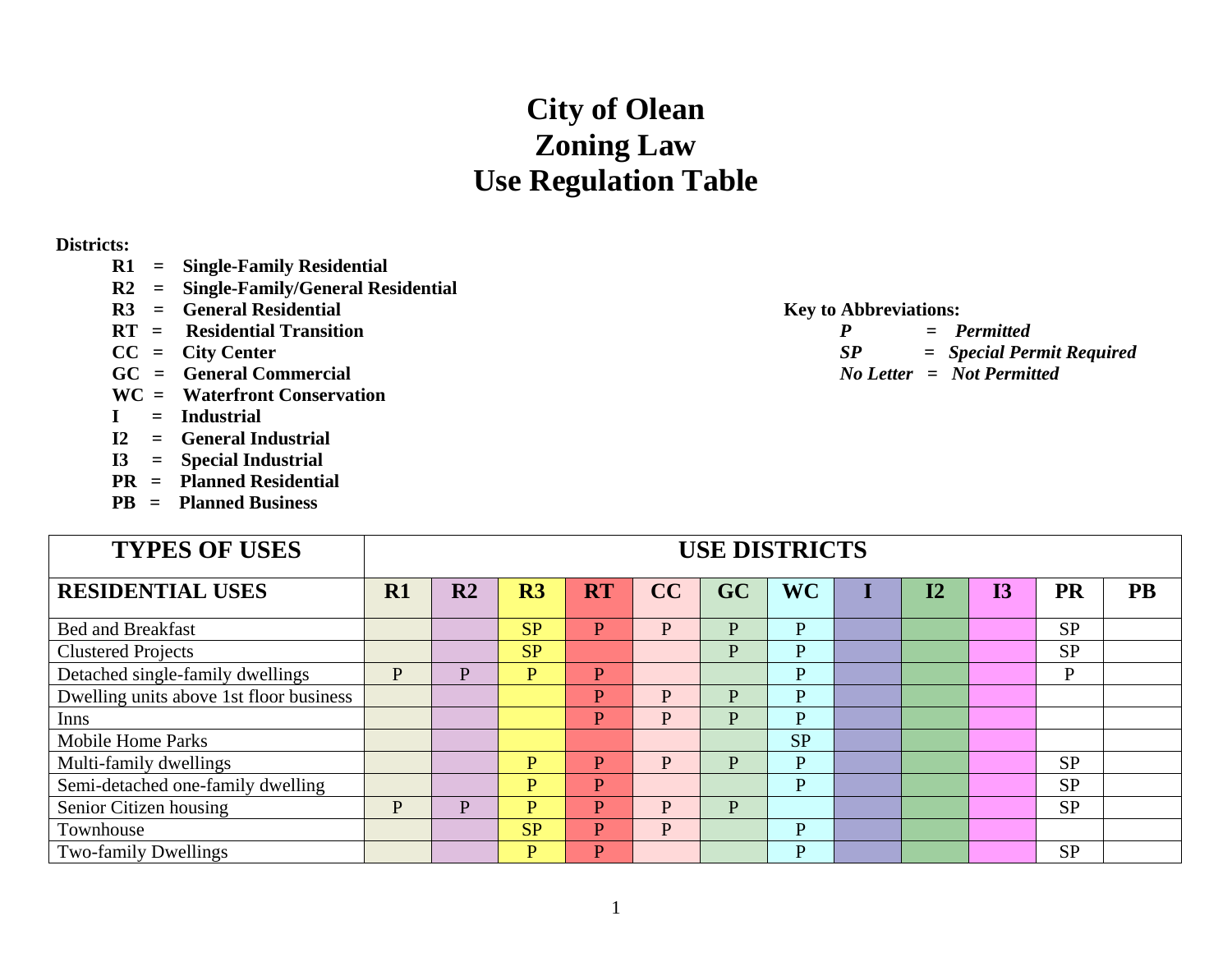# City of Olean
# Zoning Law
# Use Regulation Table

**Districts:**

- **R1 = Single-Family Residential**
- **R2 = Single-Family/General Residential**
- **R3 = General Residential**
- **RT = Residential Transition**
- **CC = City Center**
- **GC = General Commercial**
- **WC = Waterfront Conservation**
- **I = Industrial**
- **I2 = General Industrial**
- **I3 = Special Industrial**
- **PR = Planned Residential**
- **PB = Planned Business**

**Key to Abbreviations:**

- ***P = Permitted***
- ***SP = Special Permit Required***
- ***No Letter = Not Permitted***

| TYPES OF USES | USE DISTRICTS | | | | | | | | | | | |
|---|---|---|---|---|---|---|---|---|---|---|---|---|
| **RESIDENTIAL USES** | **R1** | **R2** | **R3** | **RT** | **CC** | **GC** | **WC** | **I** | **I2** | **I3** | **PR** | **PB** |
| Bed and Breakfast | | | SP | P | P | P | P | | | | SP | |
| Clustered Projects | | | SP | | | P | P | | | | SP | |
| Detached single-family dwellings | P | P | P | P | | | P | | | | P | |
| Dwelling units above 1st floor business | | | | P | P | P | P | | | | | |
| Inns | | | | P | P | P | P | | | | | |
| Mobile Home Parks | | | | | | | SP | | | | | |
| Multi-family dwellings | | | P | P | P | P | P | | | | SP | |
| Semi-detached one-family dwelling | | | P | P | | | P | | | | SP | |
| Senior Citizen housing | P | P | P | P | P | P | | | | | SP | |
| Townhouse | | | SP | P | P | | P | | | | | |
| Two-family Dwellings | | | P | P | | | P | | | | SP | |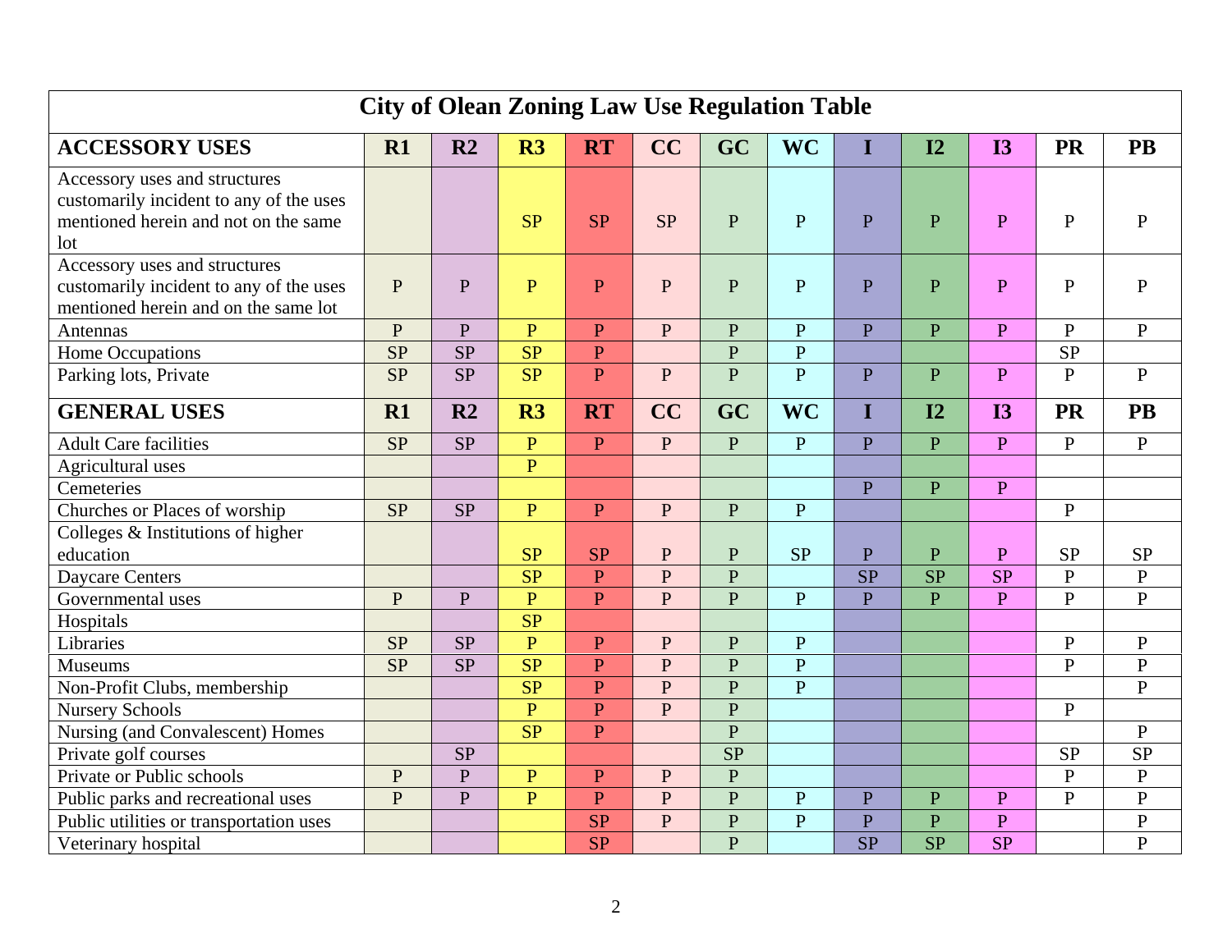# City of Olean Zoning Law Use Regulation Table

| ACCESSORY USES | R1 | R2 | R3 | RT | CC | GC | WC | I | I2 | I3 | PR | PB |
|---|---|---|---|---|---|---|---|---|---|---|---|---|
| Accessory uses and structures customarily incident to any of the uses mentioned herein and not on the same lot | | | SP | SP | SP | P | P | P | P | P | P | P |
| Accessory uses and structures customarily incident to any of the uses mentioned herein and on the same lot | P | P | P | P | P | P | P | P | P | P | P | P |
| Antennas | P | P | P | P | P | P | P | P | P | P | P | P |
| Home Occupations | SP | SP | SP | P | | P | P | | | | SP | |
| Parking lots, Private | SP | SP | SP | P | P | P | P | P | P | P | P | P |
| **GENERAL USES** | **R1** | **R2** | **R3** | **RT** | **CC** | **GC** | **WC** | **I** | **I2** | **I3** | **PR** | **PB** |
| Adult Care facilities | SP | SP | P | P | P | P | P | P | P | P | P | P |
| Agricultural uses | | | P | | | | | | | | | |
| Cemeteries | | | | | | | | P | P | P | | |
| Churches or Places of worship | SP | SP | P | P | P | P | P | | | | P | |
| Colleges & Institutions of higher education | | | SP | SP | P | P | SP | P | P | P | SP | SP |
| Daycare Centers | | | SP | P | P | P | | SP | SP | SP | P | P |
| Governmental uses | P | P | P | P | P | P | P | P | P | P | P | P |
| Hospitals | | | SP | | | | | | | | | |
| Libraries | SP | SP | P | P | P | P | P | | | | P | P |
| Museums | SP | SP | SP | P | P | P | P | | | | P | P |
| Non-Profit Clubs, membership | | | SP | P | P | P | P | | | | | P |
| Nursery Schools | | | P | P | P | P | | | | | P | |
| Nursing (and Convalescent) Homes | | | SP | P | | P | | | | | | P |
| Private golf courses | | SP | | | | SP | | | | | SP | SP |
| Private or Public schools | P | P | P | P | P | P | | | | | P | P |
| Public parks and recreational uses | P | P | P | P | P | P | P | P | P | P | P | P |
| Public utilities or transportation uses | | | | SP | P | P | P | P | P | P | | P |
| Veterinary hospital | | | | SP | | P | | SP | SP | SP | | P |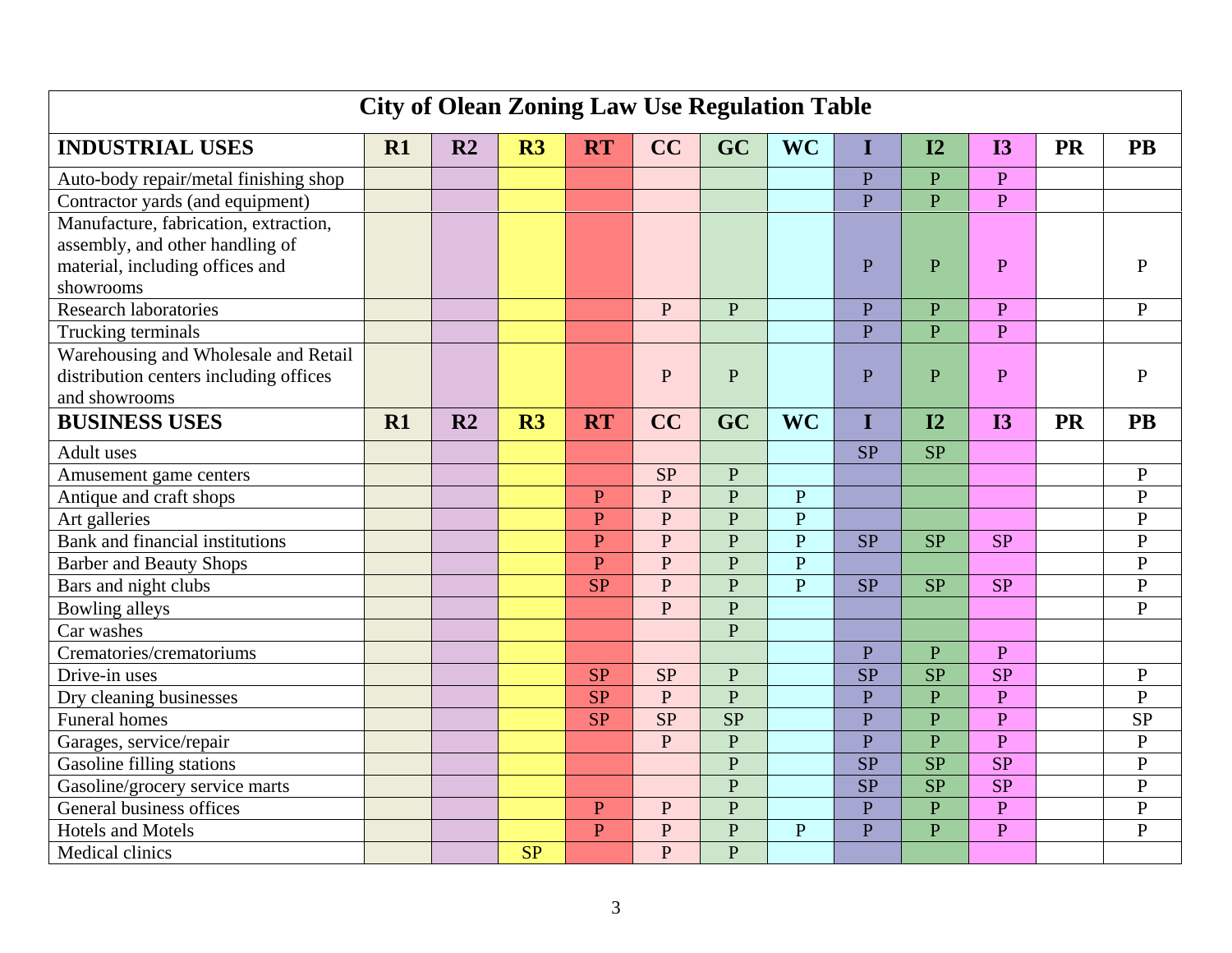# City of Olean Zoning Law Use Regulation Table

| INDUSTRIAL USES | R1 | R2 | R3 | RT | CC | GC | WC | I | I2 | I3 | PR | PB |
|---|---|---|---|---|---|---|---|---|---|---|---|---|
| Auto-body repair/metal finishing shop | | | | | | | | P | P | P | | |
| Contractor yards (and equipment) | | | | | | | | P | P | P | | |
| Manufacture, fabrication, extraction, assembly, and other handling of material, including offices and showrooms | | | | | | | | P | P | P | | P |
| Research laboratories | | | | | P | P | | P | P | P | | P |
| Trucking terminals | | | | | | | | P | P | P | | |
| Warehousing and Wholesale and Retail distribution centers including offices and showrooms | | | | | P | P | | P | P | P | | P |
| **BUSINESS USES** | **R1** | **R2** | **R3** | **RT** | **CC** | **GC** | **WC** | **I** | **I2** | **I3** | **PR** | **PB** |
| Adult uses | | | | | | | | SP | SP | | | |
| Amusement game centers | | | | | SP | P | | | | | | P |
| Antique and craft shops | | | | P | P | P | P | | | | | P |
| Art galleries | | | | P | P | P | P | | | | | P |
| Bank and financial institutions | | | | P | P | P | P | SP | SP | SP | | P |
| Barber and Beauty Shops | | | | P | P | P | P | | | | | P |
| Bars and night clubs | | | | SP | P | P | P | SP | SP | SP | | P |
| Bowling alleys | | | | | P | P | | | | | | P |
| Car washes | | | | | | P | | | | | | |
| Crematories/crematoriums | | | | | | | | P | P | P | | |
| Drive-in uses | | | | SP | SP | P | | SP | SP | SP | | P |
| Dry cleaning businesses | | | | SP | P | P | | P | P | P | | P |
| Funeral homes | | | | SP | SP | SP | | P | P | P | | SP |
| Garages, service/repair | | | | | P | P | | P | P | P | | P |
| Gasoline filling stations | | | | | | P | | SP | SP | SP | | P |
| Gasoline/grocery service marts | | | | | | P | | SP | SP | SP | | P |
| General business offices | | | | P | P | P | | P | P | P | | P |
| Hotels and Motels | | | | P | P | P | P | P | P | P | | P |
| Medical clinics | | | SP | | P | P | | | | | | |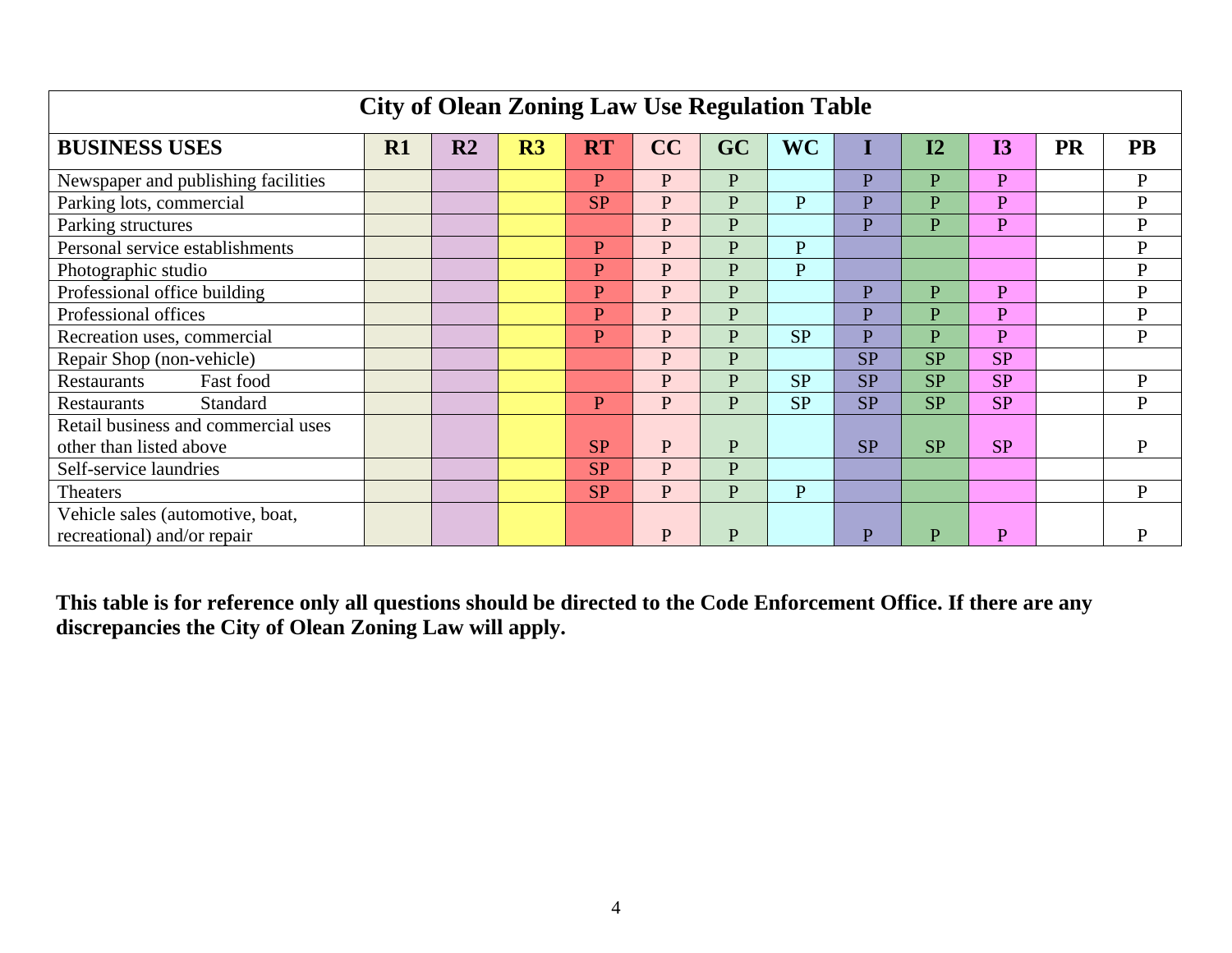# City of Olean Zoning Law Use Regulation Table

| BUSINESS USES | R1 | R2 | R3 | RT | CC | GC | WC | I | I2 | I3 | PR | PB |
|---|---|---|---|---|---|---|---|---|---|---|---|---|
| Newspaper and publishing facilities | | | | P | P | P | | P | P | P | | P |
| Parking lots, commercial | | | | SP | P | P | P | P | P | P | | P |
| Parking structures | | | | | P | P | | P | P | P | | P |
| Personal service establishments | | | | P | P | P | P | | | | | P |
| Photographic studio | | | | P | P | P | P | | | | | P |
| Professional office building | | | | P | P | P | | P | P | P | | P |
| Professional offices | | | | P | P | P | | P | P | P | | P |
| Recreation uses, commercial | | | | P | P | P | SP | P | P | P | | P |
| Repair Shop (non-vehicle) | | | | | P | P | | SP | SP | SP | | |
| Restaurants Fast food | | | | | P | P | SP | SP | SP | SP | | P |
| Restaurants Standard | | | | P | P | P | SP | SP | SP | SP | | P |
| Retail business and commercial uses other than listed above | | | | SP | P | P | | SP | SP | SP | | P |
| Self-service laundries | | | | SP | P | P | | | | | | |
| Theaters | | | | SP | P | P | P | | | | | P |
| Vehicle sales (automotive, boat, recreational) and/or repair | | | | | P | P | | P | P | P | | P |

**This table is for reference only all questions should be directed to the Code Enforcement Office. If there are any discrepancies the City of Olean Zoning Law will apply.**